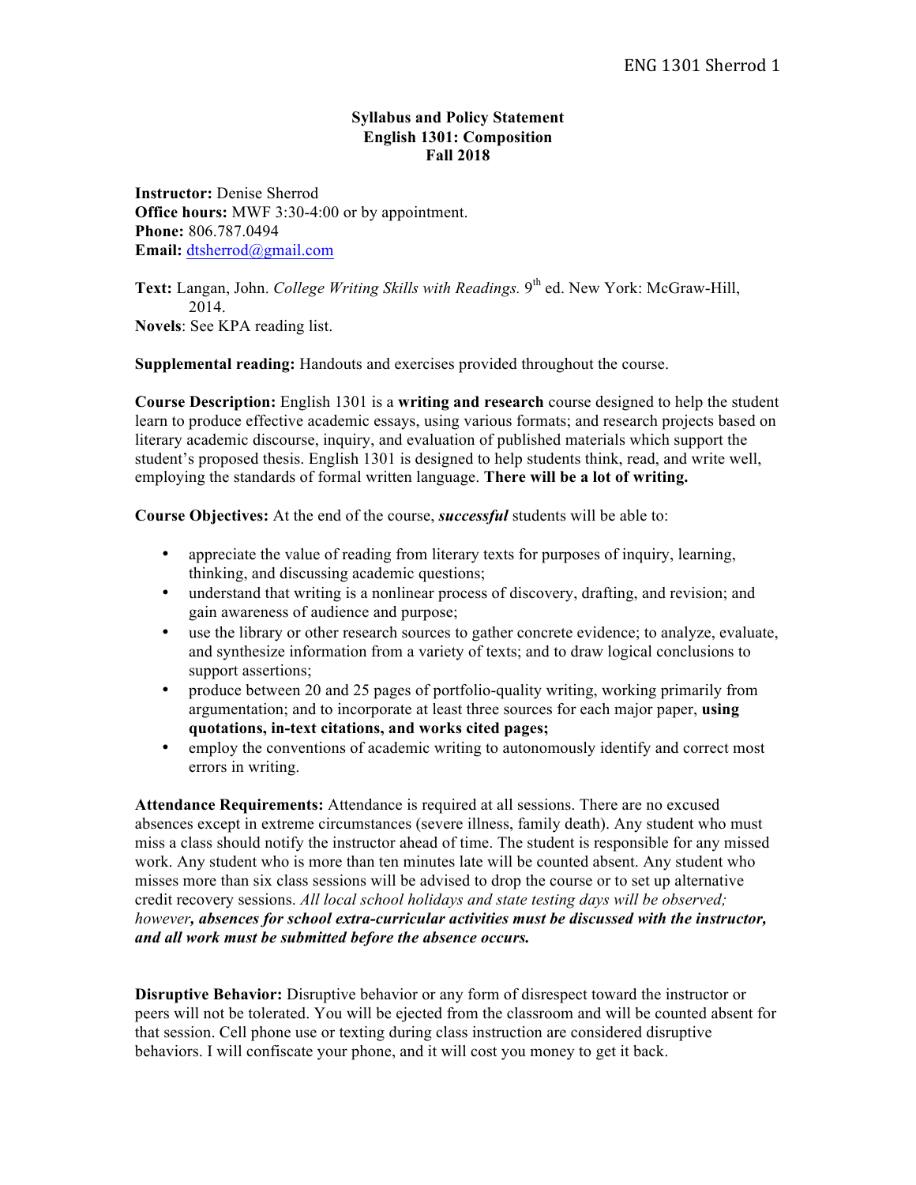**Syllabus and Policy Statement**
**English 1301: Composition**
**Fall 2018**

**Instructor:** Denise Sherrod
**Office hours:** MWF 3:30-4:00 or by appointment.
**Phone:** 806.787.0494
**Email:** dtsherrod@gmail.com

**Text:** Langan, John. *College Writing Skills with Readings.* 9th ed. New York: McGraw-Hill, 2014.
**Novels**: See KPA reading list.

**Supplemental reading:** Handouts and exercises provided throughout the course.

**Course Description:** English 1301 is a **writing and research** course designed to help the student learn to produce effective academic essays, using various formats; and research projects based on literary academic discourse, inquiry, and evaluation of published materials which support the student's proposed thesis. English 1301 is designed to help students think, read, and write well, employing the standards of formal written language. **There will be a lot of writing.**

**Course Objectives:** At the end of the course, ***successful*** students will be able to:

- appreciate the value of reading from literary texts for purposes of inquiry, learning, thinking, and discussing academic questions;
- understand that writing is a nonlinear process of discovery, drafting, and revision; and gain awareness of audience and purpose;
- use the library or other research sources to gather concrete evidence; to analyze, evaluate, and synthesize information from a variety of texts; and to draw logical conclusions to support assertions;
- produce between 20 and 25 pages of portfolio-quality writing, working primarily from argumentation; and to incorporate at least three sources for each major paper, **using quotations, in-text citations, and works cited pages;**
- employ the conventions of academic writing to autonomously identify and correct most errors in writing.

**Attendance Requirements:** Attendance is required at all sessions. There are no excused absences except in extreme circumstances (severe illness, family death). Any student who must miss a class should notify the instructor ahead of time. The student is responsible for any missed work. Any student who is more than ten minutes late will be counted absent. Any student who misses more than six class sessions will be advised to drop the course or to set up alternative credit recovery sessions. *All local school holidays and state testing days will be observed; however**, absences for school extra-curricular activities must be discussed with the instructor, and all work must be submitted before the absence occurs.***

**Disruptive Behavior:** Disruptive behavior or any form of disrespect toward the instructor or peers will not be tolerated. You will be ejected from the classroom and will be counted absent for that session. Cell phone use or texting during class instruction are considered disruptive behaviors. I will confiscate your phone, and it will cost you money to get it back.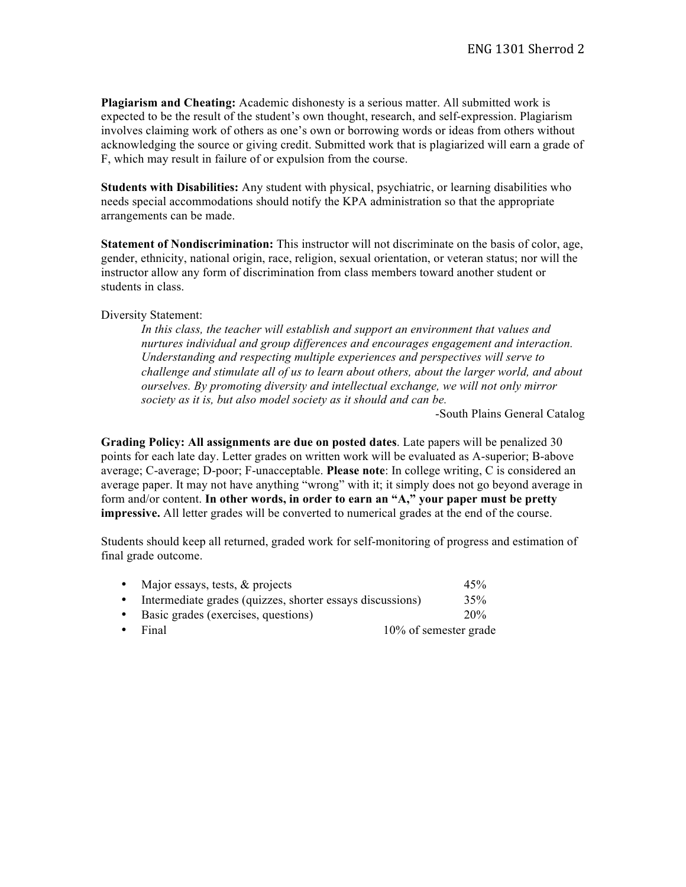**Plagiarism and Cheating:** Academic dishonesty is a serious matter. All submitted work is expected to be the result of the student's own thought, research, and self-expression. Plagiarism involves claiming work of others as one's own or borrowing words or ideas from others without acknowledging the source or giving credit. Submitted work that is plagiarized will earn a grade of F, which may result in failure of or expulsion from the course.

**Students with Disabilities:** Any student with physical, psychiatric, or learning disabilities who needs special accommodations should notify the KPA administration so that the appropriate arrangements can be made.

**Statement of Nondiscrimination:** This instructor will not discriminate on the basis of color, age, gender, ethnicity, national origin, race, religion, sexual orientation, or veteran status; nor will the instructor allow any form of discrimination from class members toward another student or students in class.

Diversity Statement:

> *In this class, the teacher will establish and support an environment that values and nurtures individual and group differences and encourages engagement and interaction. Understanding and respecting multiple experiences and perspectives will serve to challenge and stimulate all of us to learn about others, about the larger world, and about ourselves. By promoting diversity and intellectual exchange, we will not only mirror society as it is, but also model society as it should and can be.*
>
> -South Plains General Catalog

**Grading Policy: All assignments are due on posted dates**. Late papers will be penalized 30 points for each late day. Letter grades on written work will be evaluated as A-superior; B-above average; C-average; D-poor; F-unacceptable. **Please note**: In college writing, C is considered an average paper. It may not have anything "wrong" with it; it simply does not go beyond average in form and/or content. **In other words, in order to earn an "A," your paper must be pretty impressive.** All letter grades will be converted to numerical grades at the end of the course.

Students should keep all returned, graded work for self-monitoring of progress and estimation of final grade outcome.

- Major essays, tests, & projects 45%
- Intermediate grades (quizzes, shorter essays discussions) 35%
- Basic grades (exercises, questions) 20%
- Final 10% of semester grade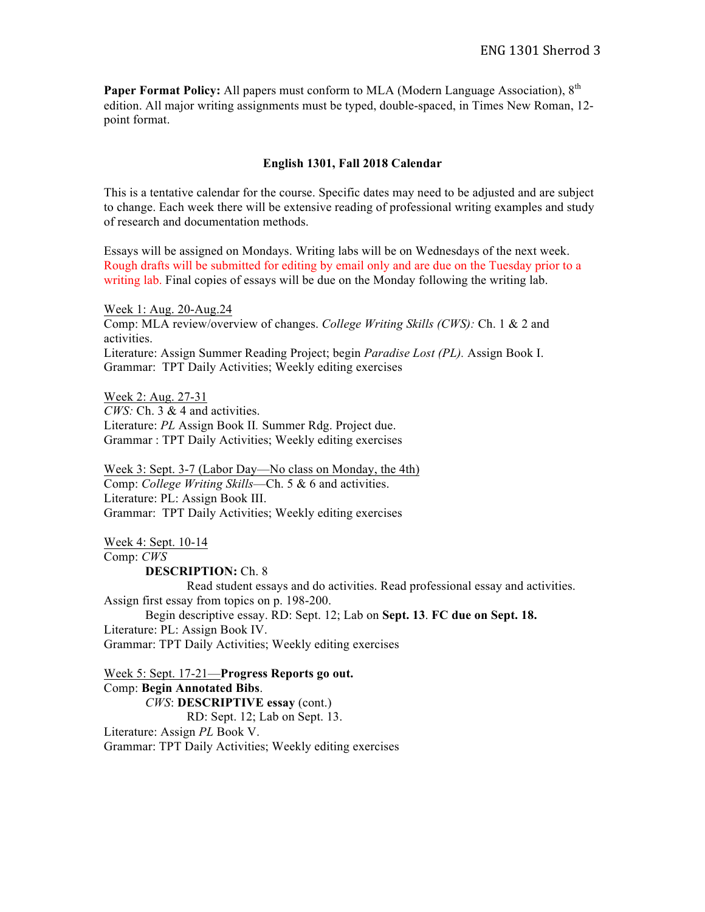**Paper Format Policy:** All papers must conform to MLA (Modern Language Association), 8th edition. All major writing assignments must be typed, double-spaced, in Times New Roman, 12-point format.

**English 1301, Fall 2018 Calendar**

This is a tentative calendar for the course. Specific dates may need to be adjusted and are subject to change. Each week there will be extensive reading of professional writing examples and study of research and documentation methods.

Essays will be assigned on Mondays. Writing labs will be on Wednesdays of the next week. Rough drafts will be submitted for editing by email only and are due on the Tuesday prior to a writing lab. Final copies of essays will be due on the Monday following the writing lab.

Week 1: Aug. 20-Aug.24
Comp: MLA review/overview of changes. *College Writing Skills (CWS):* Ch. 1 & 2 and activities.
Literature: Assign Summer Reading Project; begin *Paradise Lost (PL).* Assign Book I.
Grammar: TPT Daily Activities; Weekly editing exercises

Week 2: Aug. 27-31
*CWS:* Ch. 3 & 4 and activities.
Literature: *PL* Assign Book II. Summer Rdg. Project due.
Grammar : TPT Daily Activities; Weekly editing exercises

Week 3: Sept. 3-7 (Labor Day—No class on Monday, the 4th)
Comp: *College Writing Skills*—Ch. 5 & 6 and activities.
Literature: PL: Assign Book III.
Grammar: TPT Daily Activities; Weekly editing exercises

Week 4: Sept. 10-14
Comp: *CWS*
**DESCRIPTION:** Ch. 8
Read student essays and do activities. Read professional essay and activities.
Assign first essay from topics on p. 198-200.
Begin descriptive essay. RD: Sept. 12; Lab on **Sept. 13**. **FC due on Sept. 18.**
Literature: PL: Assign Book IV.
Grammar: TPT Daily Activities; Weekly editing exercises

Week 5: Sept. 17-21—**Progress Reports go out.**
Comp: **Begin Annotated Bibs**.
*CWS*: **DESCRIPTIVE essay** (cont.)
RD: Sept. 12; Lab on Sept. 13.
Literature: Assign *PL* Book V.
Grammar: TPT Daily Activities; Weekly editing exercises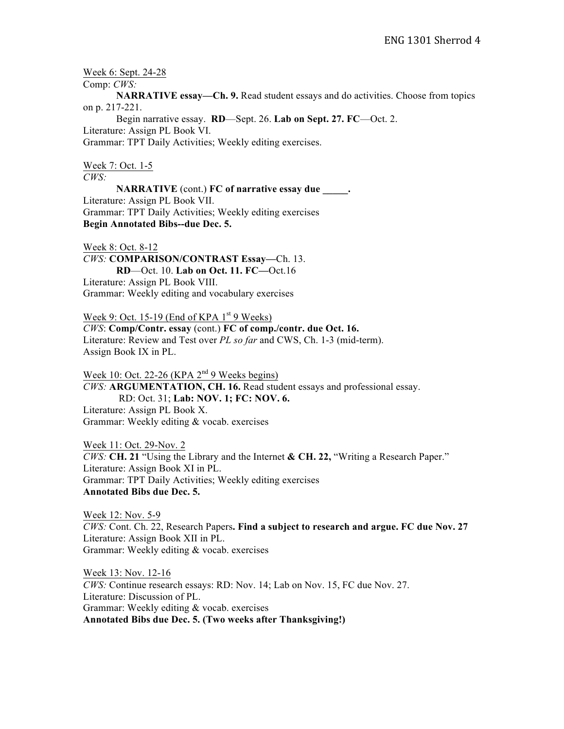Week 6: Sept. 24-28

Comp: *CWS:*

**NARRATIVE essay—Ch. 9.** Read student essays and do activities. Choose from topics on p. 217-221.

Begin narrative essay. **RD**—Sept. 26. **Lab on Sept. 27. FC**—Oct. 2.

Literature: Assign PL Book VI.

Grammar: TPT Daily Activities; Weekly editing exercises.

Week 7: Oct. 1-5

*CWS:*

**NARRATIVE** (cont.) **FC of narrative essay due _____.**

Literature: Assign PL Book VII.

Grammar: TPT Daily Activities; Weekly editing exercises

**Begin Annotated Bibs--due Dec. 5.**

Week 8: Oct. 8-12

*CWS:* **COMPARISON/CONTRAST Essay—**Ch. 13.

**RD**—Oct. 10. **Lab on Oct. 11. FC—**Oct.16

Literature: Assign PL Book VIII.

Grammar: Weekly editing and vocabulary exercises

Week 9: Oct. 15-19 (End of KPA 1st 9 Weeks)

*CWS*: **Comp/Contr. essay** (cont.) **FC of comp./contr. due Oct. 16.**

Literature: Review and Test over *PL so far* and CWS, Ch. 1-3 (mid-term).

Assign Book IX in PL.

Week 10: Oct. 22-26 (KPA 2nd 9 Weeks begins)

*CWS:* **ARGUMENTATION, CH. 16.** Read student essays and professional essay.

RD: Oct. 31; **Lab: NOV. 1; FC: NOV. 6.**

Literature: Assign PL Book X.

Grammar: Weekly editing & vocab. exercises

Week 11: Oct. 29-Nov. 2

*CWS:* **CH. 21** "Using the Library and the Internet **& CH. 22,** "Writing a Research Paper."

Literature: Assign Book XI in PL.

Grammar: TPT Daily Activities; Weekly editing exercises

**Annotated Bibs due Dec. 5.**

Week 12: Nov. 5-9

*CWS:* Cont. Ch. 22, Research Papers**. Find a subject to research and argue. FC due Nov. 27**

Literature: Assign Book XII in PL.

Grammar: Weekly editing & vocab. exercises

Week 13: Nov. 12-16

*CWS:* Continue research essays: RD: Nov. 14; Lab on Nov. 15, FC due Nov. 27.

Literature: Discussion of PL.

Grammar: Weekly editing & vocab. exercises

**Annotated Bibs due Dec. 5. (Two weeks after Thanksgiving!)**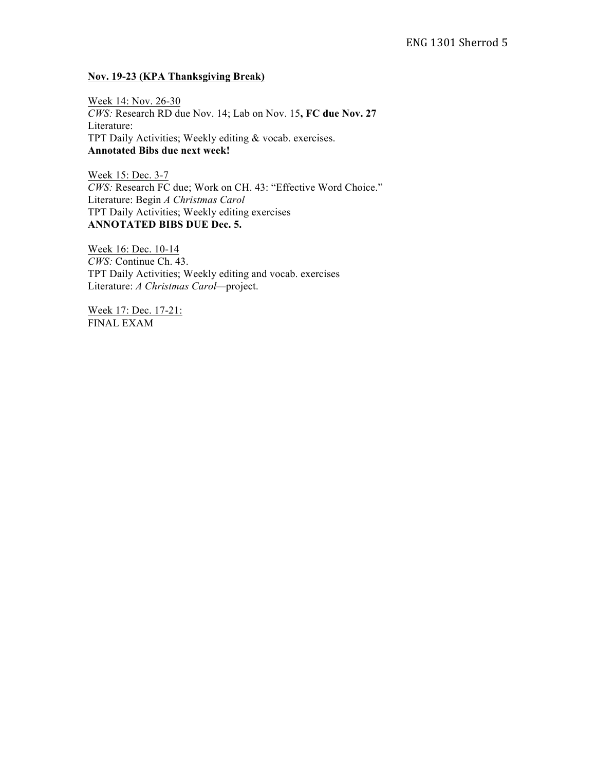**Nov. 19-23 (KPA Thanksgiving Break)**

Week 14: Nov. 26-30
*CWS:* Research RD due Nov. 14; Lab on Nov. 15**, FC due Nov. 27**
Literature:
TPT Daily Activities; Weekly editing & vocab. exercises.
**Annotated Bibs due next week!**

Week 15: Dec. 3-7
*CWS:* Research FC due; Work on CH. 43: "Effective Word Choice."
Literature: Begin *A Christmas Carol*
TPT Daily Activities; Weekly editing exercises
**ANNOTATED BIBS DUE Dec. 5.**

Week 16: Dec. 10-14
*CWS:* Continue Ch. 43.
TPT Daily Activities; Weekly editing and vocab. exercises
Literature: *A Christmas Carol*—project.

Week 17: Dec. 17-21:
FINAL EXAM